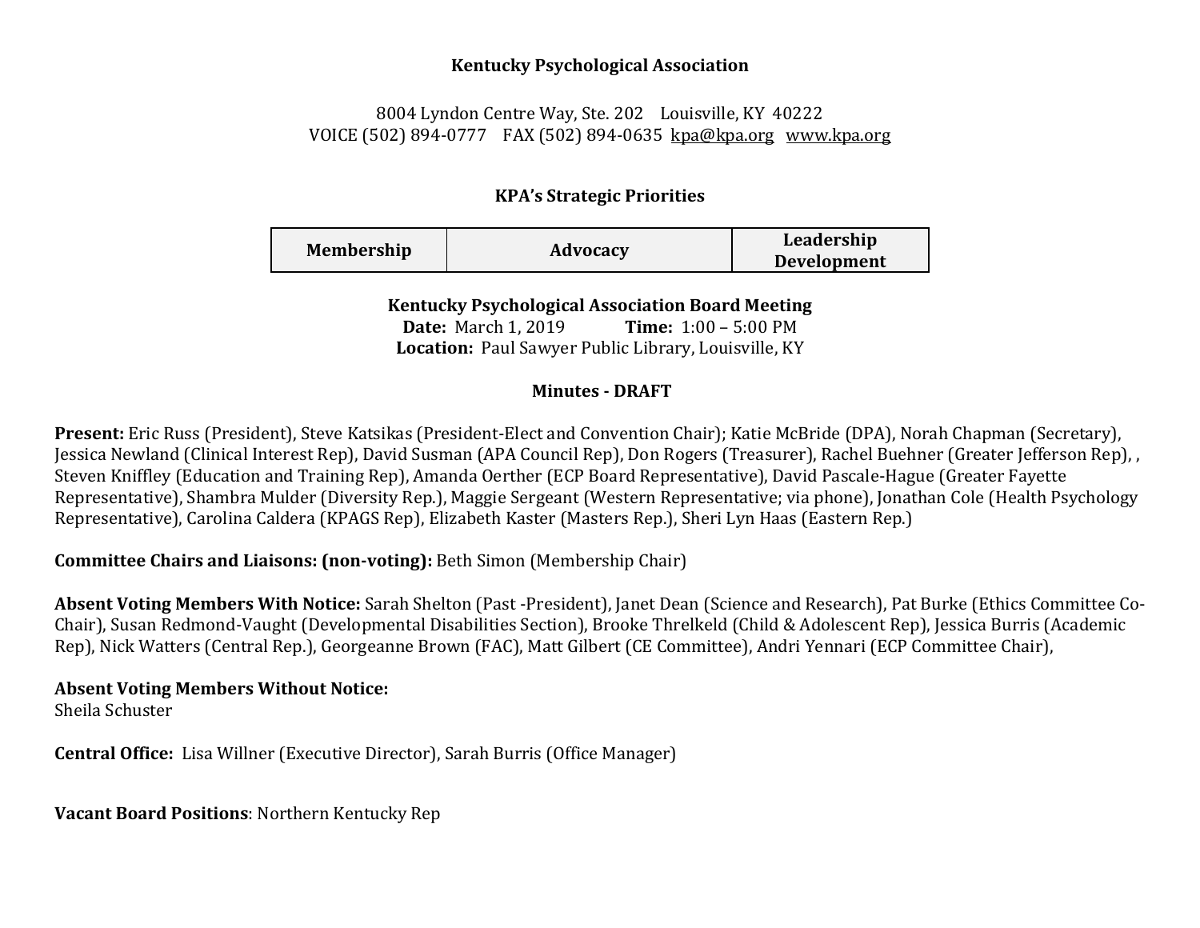**Kentucky Psychological Association**

8004 Lyndon Centre Way, Ste. 202    Louisville, KY 40222
VOICE (502) 894-0777    FAX (502) 894-0635  kpa@kpa.org   www.kpa.org

**KPA's Strategic Priorities**

| Membership | Advocacy | Leadership Development |
|---|---|---|

**Kentucky Psychological Association Board Meeting**
**Date:** March 1, 2019    **Time:** 1:00 – 5:00 PM
**Location:** Paul Sawyer Public Library, Louisville, KY

**Minutes - DRAFT**

**Present:** Eric Russ (President), Steve Katsikas (President-Elect and Convention Chair); Katie McBride (DPA), Norah Chapman (Secretary), Jessica Newland (Clinical Interest Rep), David Susman (APA Council Rep), Don Rogers (Treasurer), Rachel Buehner (Greater Jefferson Rep), , Steven Kniffley (Education and Training Rep), Amanda Oerther (ECP Board Representative), David Pascale-Hague (Greater Fayette Representative), Shambra Mulder (Diversity Rep.), Maggie Sergeant (Western Representative; via phone), Jonathan Cole (Health Psychology Representative), Carolina Caldera (KPAGS Rep), Elizabeth Kaster (Masters Rep.), Sheri Lyn Haas (Eastern Rep.)

**Committee Chairs and Liaisons: (non-voting):** Beth Simon (Membership Chair)

**Absent Voting Members With Notice:** Sarah Shelton (Past -President), Janet Dean (Science and Research), Pat Burke (Ethics Committee Co-Chair), Susan Redmond-Vaught (Developmental Disabilities Section), Brooke Threlkeld (Child & Adolescent Rep), Jessica Burris (Academic Rep), Nick Watters (Central Rep.), Georgeanne Brown (FAC), Matt Gilbert (CE Committee), Andri Yennari (ECP Committee Chair),

**Absent Voting Members Without Notice:**
Sheila Schuster

**Central Office:** Lisa Willner (Executive Director), Sarah Burris (Office Manager)

**Vacant Board Positions**: Northern Kentucky Rep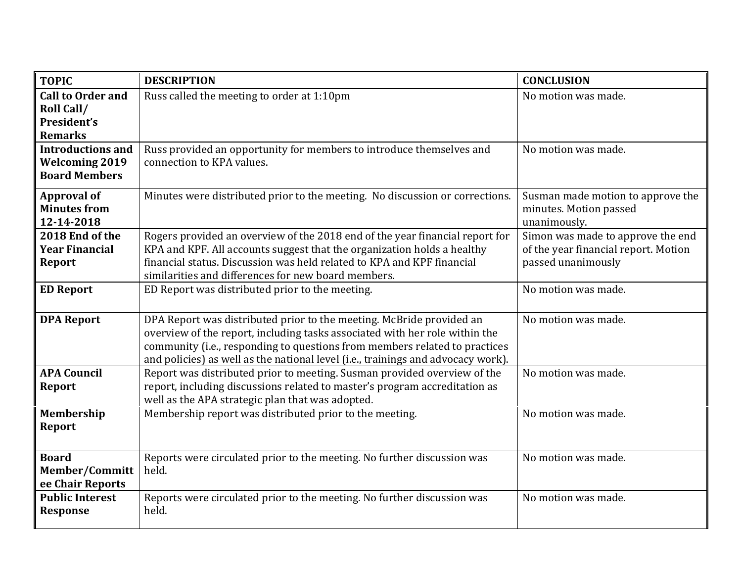| TOPIC | DESCRIPTION | CONCLUSION |
| --- | --- | --- |
| **Call to Order and Roll Call/ President's Remarks** | Russ called the meeting to order at 1:10pm | No motion was made. |
| **Introductions and Welcoming 2019 Board Members** | Russ provided an opportunity for members to introduce themselves and connection to KPA values. | No motion was made. |
| **Approval of Minutes from 12-14-2018** | Minutes were distributed prior to the meeting. No discussion or corrections. | Susman made motion to approve the minutes. Motion passed unanimously. |
| **2018 End of the Year Financial Report** | Rogers provided an overview of the 2018 end of the year financial report for KPA and KPF. All accounts suggest that the organization holds a healthy financial status. Discussion was held related to KPA and KPF financial similarities and differences for new board members. | Simon was made to approve the end of the year financial report. Motion passed unanimously |
| **ED Report** | ED Report was distributed prior to the meeting. | No motion was made. |
| **DPA Report** | DPA Report was distributed prior to the meeting. McBride provided an overview of the report, including tasks associated with her role within the community (i.e., responding to questions from members related to practices and policies) as well as the national level (i.e., trainings and advocacy work). | No motion was made. |
| **APA Council Report** | Report was distributed prior to meeting. Susman provided overview of the report, including discussions related to master's program accreditation as well as the APA strategic plan that was adopted. | No motion was made. |
| **Membership Report** | Membership report was distributed prior to the meeting. | No motion was made. |
| **Board Member/Committee Chair Reports** | Reports were circulated prior to the meeting. No further discussion was held. | No motion was made. |
| **Public Interest Response** | Reports were circulated prior to the meeting. No further discussion was held. | No motion was made. |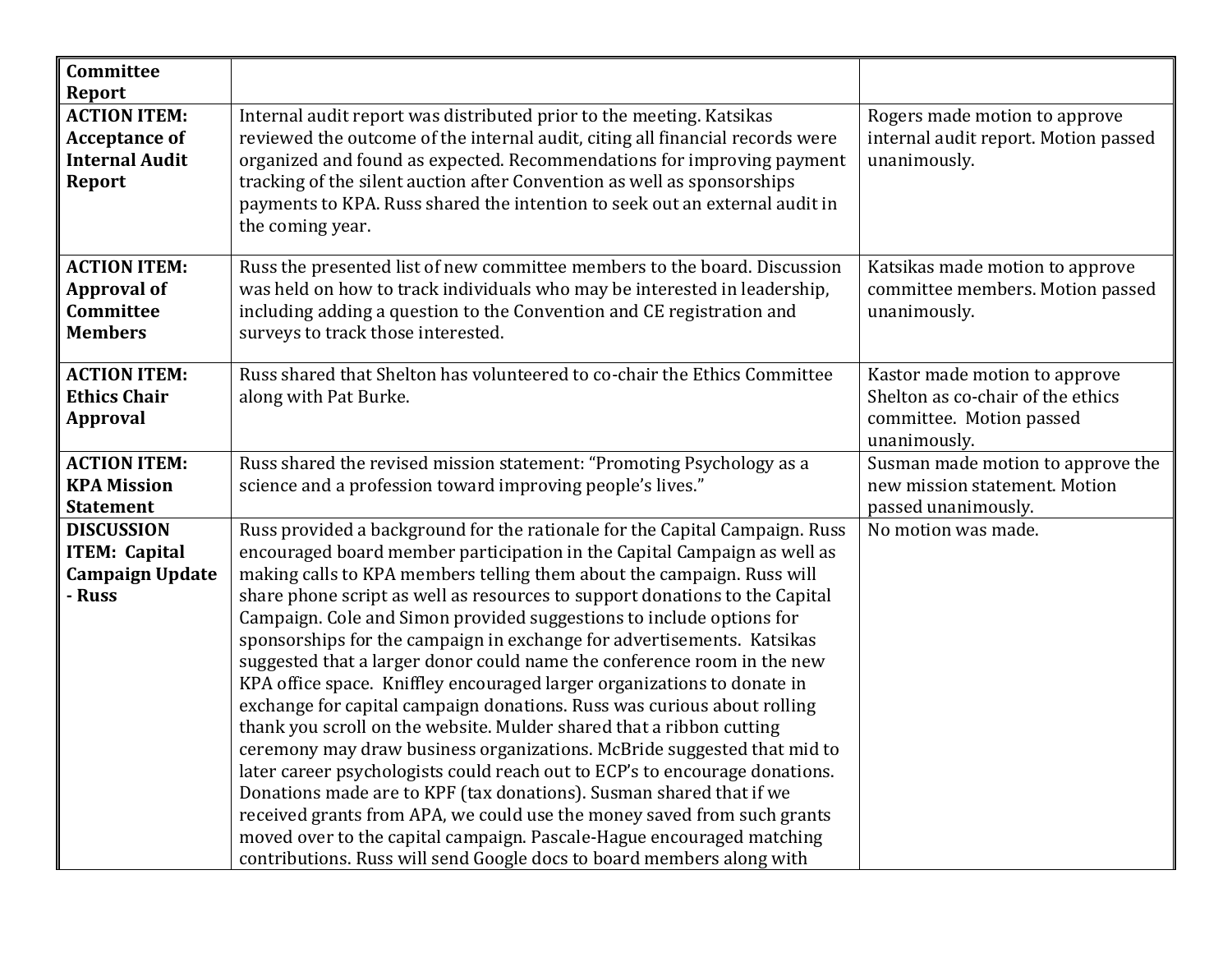| **Committee Report** | | |
|---|---|---|
| **ACTION ITEM: Acceptance of Internal Audit Report** | Internal audit report was distributed prior to the meeting. Katsikas reviewed the outcome of the internal audit, citing all financial records were organized and found as expected. Recommendations for improving payment tracking of the silent auction after Convention as well as sponsorships payments to KPA. Russ shared the intention to seek out an external audit in the coming year. | Rogers made motion to approve internal audit report. Motion passed unanimously. |
| **ACTION ITEM: Approval of Committee Members** | Russ the presented list of new committee members to the board. Discussion was held on how to track individuals who may be interested in leadership, including adding a question to the Convention and CE registration and surveys to track those interested. | Katsikas made motion to approve committee members. Motion passed unanimously. |
| **ACTION ITEM: Ethics Chair Approval** | Russ shared that Shelton has volunteered to co-chair the Ethics Committee along with Pat Burke. | Kastor made motion to approve Shelton as co-chair of the ethics committee. Motion passed unanimously. |
| **ACTION ITEM: KPA Mission Statement** | Russ shared the revised mission statement: "Promoting Psychology as a science and a profession toward improving people's lives." | Susman made motion to approve the new mission statement. Motion passed unanimously. |
| **DISCUSSION ITEM: Capital Campaign Update - Russ** | Russ provided a background for the rationale for the Capital Campaign. Russ encouraged board member participation in the Capital Campaign as well as making calls to KPA members telling them about the campaign. Russ will share phone script as well as resources to support donations to the Capital Campaign. Cole and Simon provided suggestions to include options for sponsorships for the campaign in exchange for advertisements. Katsikas suggested that a larger donor could name the conference room in the new KPA office space. Kniffley encouraged larger organizations to donate in exchange for capital campaign donations. Russ was curious about rolling thank you scroll on the website. Mulder shared that a ribbon cutting ceremony may draw business organizations. McBride suggested that mid to later career psychologists could reach out to ECP's to encourage donations. Donations made are to KPF (tax donations). Susman shared that if we received grants from APA, we could use the money saved from such grants moved over to the capital campaign. Pascale-Hague encouraged matching contributions. Russ will send Google docs to board members along with | No motion was made. |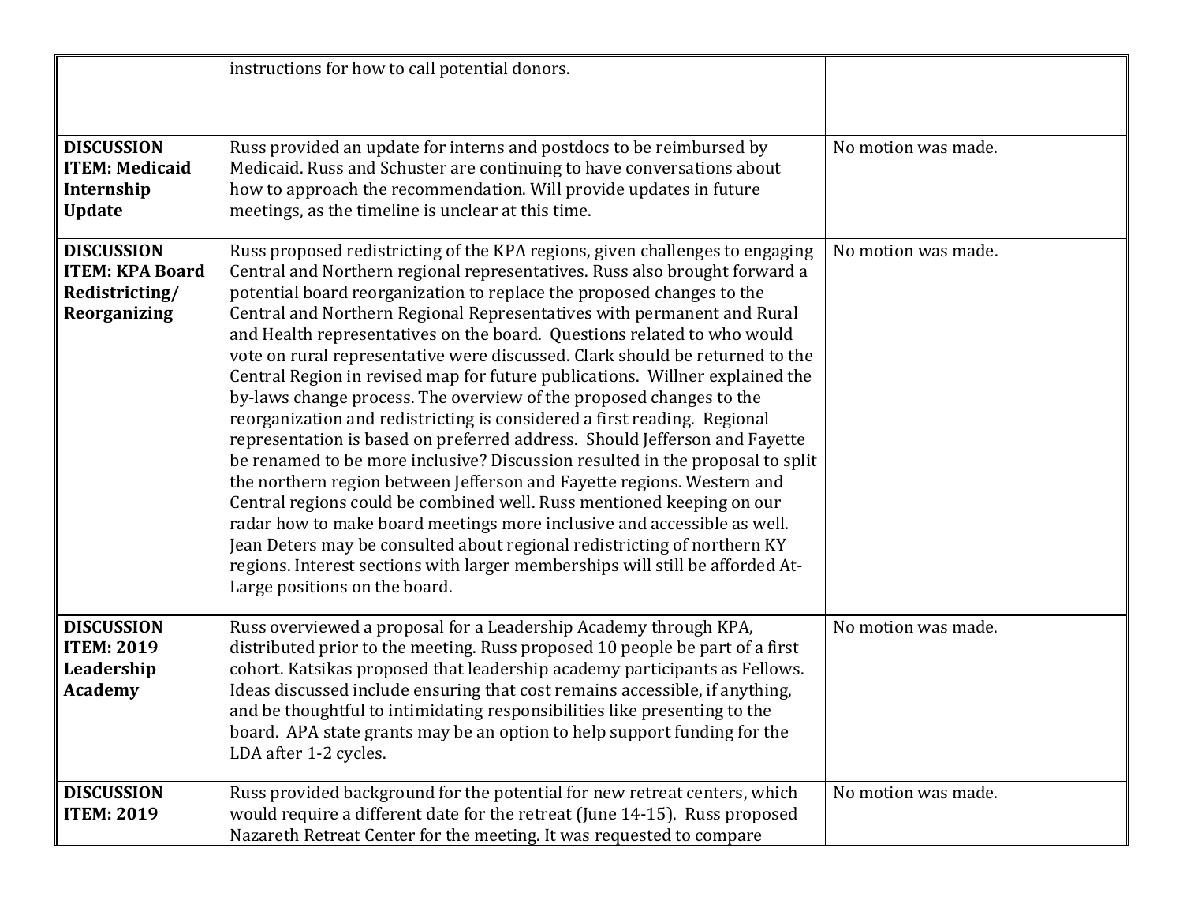| | | |
|---|---|---|
| | instructions for how to call potential donors. | |
| **DISCUSSION ITEM: Medicaid Internship Update** | Russ provided an update for interns and postdocs to be reimbursed by Medicaid. Russ and Schuster are continuing to have conversations about how to approach the recommendation. Will provide updates in future meetings, as the timeline is unclear at this time. | No motion was made. |
| **DISCUSSION ITEM: KPA Board Redistricting/ Reorganizing** | Russ proposed redistricting of the KPA regions, given challenges to engaging Central and Northern regional representatives. Russ also brought forward a potential board reorganization to replace the proposed changes to the Central and Northern Regional Representatives with permanent and Rural and Health representatives on the board. Questions related to who would vote on rural representative were discussed. Clark should be returned to the Central Region in revised map for future publications. Willner explained the by-laws change process. The overview of the proposed changes to the reorganization and redistricting is considered a first reading. Regional representation is based on preferred address. Should Jefferson and Fayette be renamed to be more inclusive? Discussion resulted in the proposal to split the northern region between Jefferson and Fayette regions. Western and Central regions could be combined well. Russ mentioned keeping on our radar how to make board meetings more inclusive and accessible as well. Jean Deters may be consulted about regional redistricting of northern KY regions. Interest sections with larger memberships will still be afforded At-Large positions on the board. | No motion was made. |
| **DISCUSSION ITEM: 2019 Leadership Academy** | Russ overviewed a proposal for a Leadership Academy through KPA, distributed prior to the meeting. Russ proposed 10 people be part of a first cohort. Katsikas proposed that leadership academy participants as Fellows. Ideas discussed include ensuring that cost remains accessible, if anything, and be thoughtful to intimidating responsibilities like presenting to the board. APA state grants may be an option to help support funding for the LDA after 1-2 cycles. | No motion was made. |
| **DISCUSSION ITEM: 2019** | Russ provided background for the potential for new retreat centers, which would require a different date for the retreat (June 14-15). Russ proposed Nazareth Retreat Center for the meeting. It was requested to compare | No motion was made. |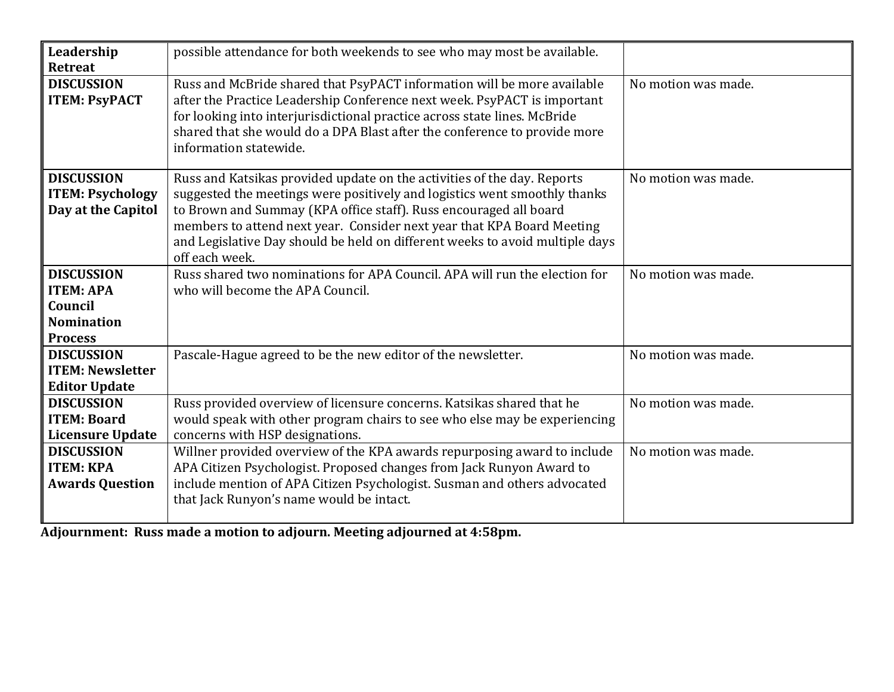| | | |
|---|---|---|
| **Leadership Retreat** | possible attendance for both weekends to see who may most be available. | |
| **DISCUSSION ITEM: PsyPACT** | Russ and McBride shared that PsyPACT information will be more available after the Practice Leadership Conference next week. PsyPACT is important for looking into interjurisdictional practice across state lines. McBride shared that she would do a DPA Blast after the conference to provide more information statewide. | No motion was made. |
| **DISCUSSION ITEM: Psychology Day at the Capitol** | Russ and Katsikas provided update on the activities of the day. Reports suggested the meetings were positively and logistics went smoothly thanks to Brown and Summay (KPA office staff). Russ encouraged all board members to attend next year. Consider next year that KPA Board Meeting and Legislative Day should be held on different weeks to avoid multiple days off each week. | No motion was made. |
| **DISCUSSION ITEM: APA Council Nomination Process** | Russ shared two nominations for APA Council. APA will run the election for who will become the APA Council. | No motion was made. |
| **DISCUSSION ITEM: Newsletter Editor Update** | Pascale-Hague agreed to be the new editor of the newsletter. | No motion was made. |
| **DISCUSSION ITEM: Board Licensure Update** | Russ provided overview of licensure concerns. Katsikas shared that he would speak with other program chairs to see who else may be experiencing concerns with HSP designations. | No motion was made. |
| **DISCUSSION ITEM: KPA Awards Question** | Willner provided overview of the KPA awards repurposing award to include APA Citizen Psychologist. Proposed changes from Jack Runyon Award to include mention of APA Citizen Psychologist. Susman and others advocated that Jack Runyon's name would be intact. | No motion was made. |

**Adjournment: Russ made a motion to adjourn. Meeting adjourned at 4:58pm.**